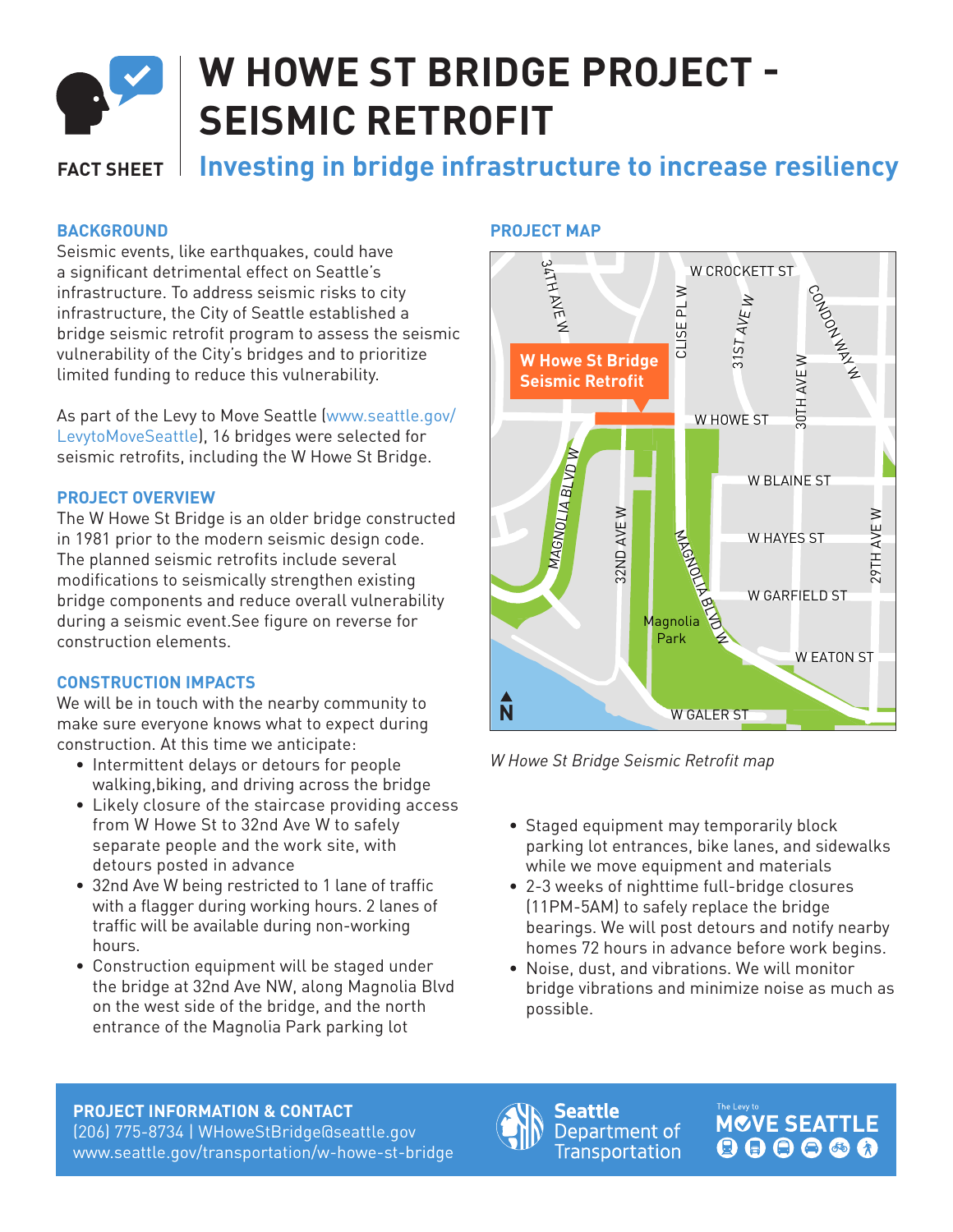# W HOWE ST BRIDGE PROJECT - SEISMIC RETROFIT

FACT SHEET

## Investing in bridge infrastructure to increase resiliency

### BACKGROUND

Seismic events, like earthquakes, could have a significant detrimental effect on Seattle's infrastructure. To address seismic risks to city infrastructure, the City of Seattle established a bridge seismic retrofit program to assess the seismic vulnerability of the City's bridges and to prioritize limited funding to reduce this vulnerability.

As part of the Levy to Move Seattle (www.seattle.gov/LevytoMoveSeattle), 16 bridges were selected for seismic retrofits, including the W Howe St Bridge.

### PROJECT OVERVIEW

The W Howe St Bridge is an older bridge constructed in 1981 prior to the modern seismic design code. The planned seismic retrofits include several modifications to seismically strengthen existing bridge components and reduce overall vulnerability during a seismic event.See figure on reverse for construction elements.

### CONSTRUCTION IMPACTS

We will be in touch with the nearby community to make sure everyone knows what to expect during construction. At this time we anticipate:

- Intermittent delays or detours for people walking,biking, and driving across the bridge
- Likely closure of the staircase providing access from W Howe St to 32nd Ave W to safely separate people and the work site, with detours posted in advance
- 32nd Ave W being restricted to 1 lane of traffic with a flagger during working hours. 2 lanes of traffic will be available during non-working hours.
- Construction equipment will be staged under the bridge at 32nd Ave NW, along Magnolia Blvd on the west side of the bridge, and the north entrance of the Magnolia Park parking lot
- Staged equipment may temporarily block parking lot entrances, bike lanes, and sidewalks while we move equipment and materials
- 2-3 weeks of nighttime full-bridge closures (11PM-5AM) to safely replace the bridge bearings. We will post detours and notify nearby homes 72 hours in advance before work begins.
- Noise, dust, and vibrations. We will monitor bridge vibrations and minimize noise as much as possible.

### PROJECT MAP

W Howe St Bridge Seismic Retrofit

*W Howe St Bridge Seismic Retrofit map*

### PROJECT INFORMATION & CONTACT

(206) 775-8734 | WHoweStBridge@seattle.gov
www.seattle.gov/transportation/w-howe-st-bridge

Seattle Department of Transportation

The Levy to MOVE SEATTLE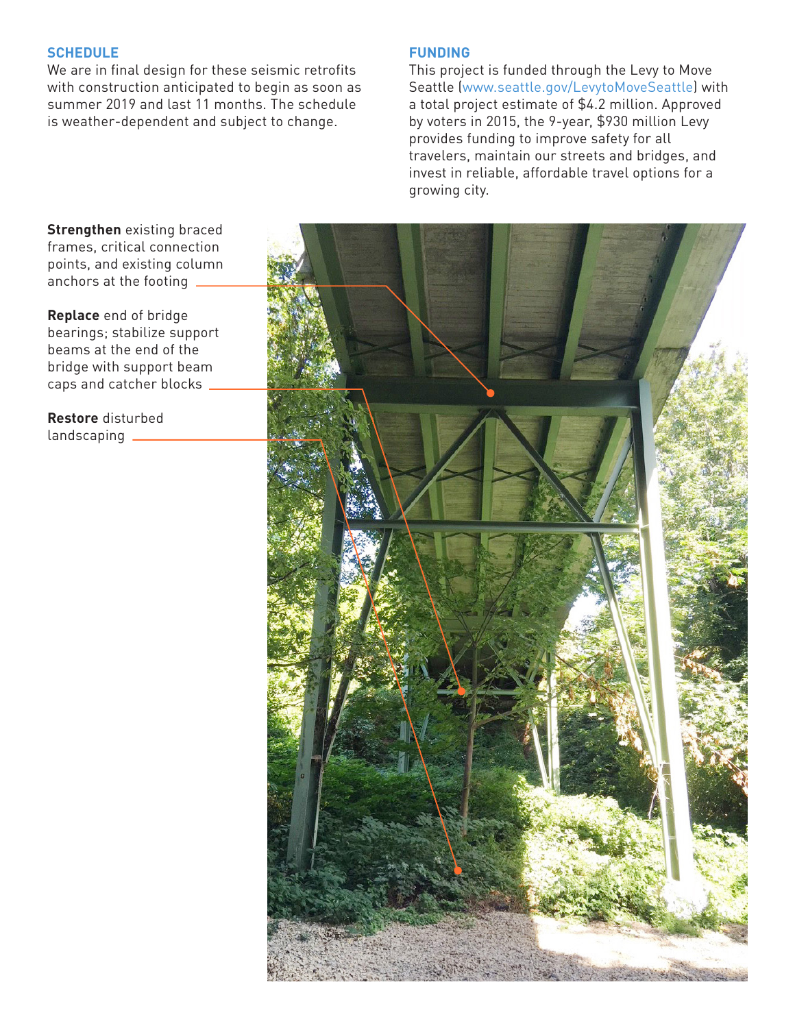## SCHEDULE

We are in final design for these seismic retrofits with construction anticipated to begin as soon as summer 2019 and last 11 months. The schedule is weather-dependent and subject to change.

## FUNDING

This project is funded through the Levy to Move Seattle (www.seattle.gov/LevytoMoveSeattle) with a total project estimate of $4.2 million. Approved by voters in 2015, the 9-year, $930 million Levy provides funding to improve safety for all travelers, maintain our streets and bridges, and invest in reliable, affordable travel options for a growing city.

**Strengthen** existing braced frames, critical connection points, and existing column anchors at the footing

**Replace** end of bridge bearings; stabilize support beams at the end of the bridge with support beam caps and catcher blocks

**Restore** disturbed landscaping